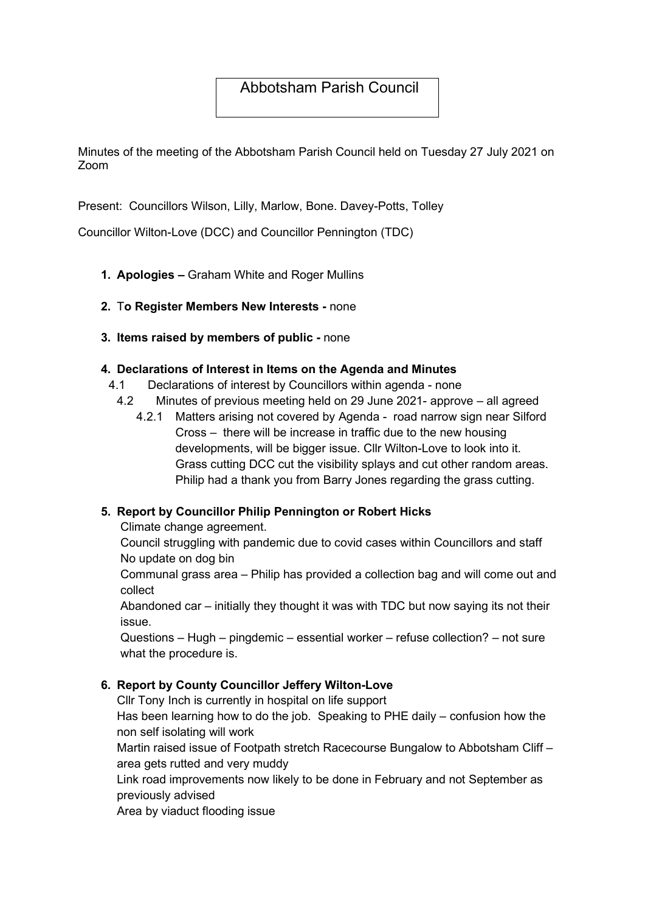# Abbotsham Parish Council

Minutes of the meeting of the Abbotsham Parish Council held on Tuesday 27 July 2021 on Zoom

Present: Councillors Wilson, Lilly, Marlow, Bone. Davey-Potts, Tolley

Councillor Wilton-Love (DCC) and Councillor Pennington (TDC)

1. **Apologies –** Graham White and Roger Mullins

2. T**o Register Members New Interests -** none

3. **Items raised by members of public -** none

4. **Declarations of Interest in Items on the Agenda and Minutes**
   - 4.1 Declarations of interest by Councillors within agenda - none
   - 4.2 Minutes of previous meeting held on 29 June 2021- approve – all agreed
     - 4.2.1 Matters arising not covered by Agenda - road narrow sign near Silford Cross – there will be increase in traffic due to the new housing developments, will be bigger issue. Cllr Wilton-Love to look into it. Grass cutting DCC cut the visibility splays and cut other random areas. Philip had a thank you from Barry Jones regarding the grass cutting.

5. **Report by Councillor Philip Pennington or Robert Hicks**

   Climate change agreement.

   Council struggling with pandemic due to covid cases within Councillors and staff

   No update on dog bin

   Communal grass area – Philip has provided a collection bag and will come out and collect

   Abandoned car – initially they thought it was with TDC but now saying its not their issue.

   Questions – Hugh – pingdemic – essential worker – refuse collection? – not sure what the procedure is.

6. **Report by County Councillor Jeffery Wilton-Love**

   Cllr Tony Inch is currently in hospital on life support

   Has been learning how to do the job. Speaking to PHE daily – confusion how the non self isolating will work

   Martin raised issue of Footpath stretch Racecourse Bungalow to Abbotsham Cliff – area gets rutted and very muddy

   Link road improvements now likely to be done in February and not September as previously advised

   Area by viaduct flooding issue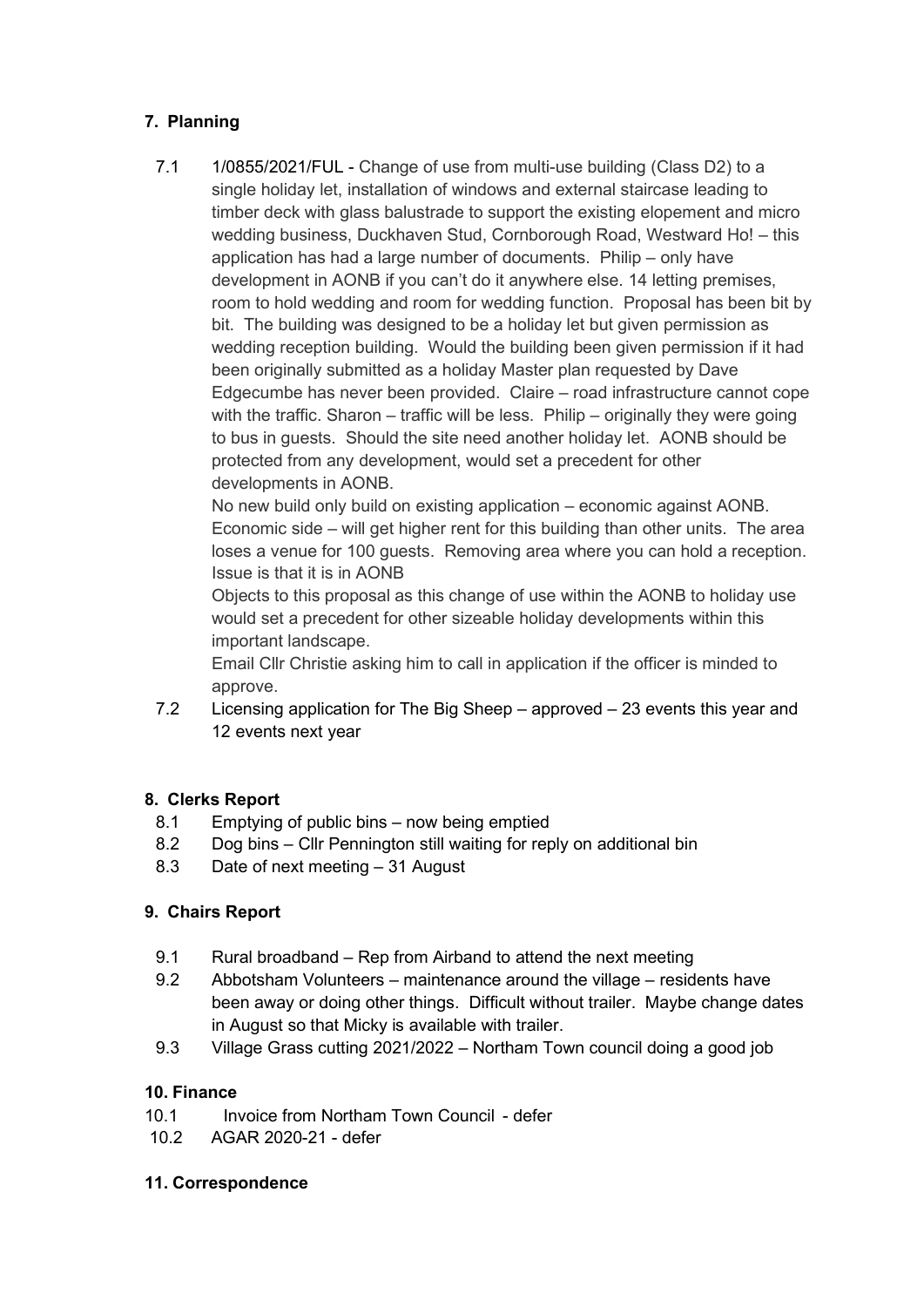## 7. Planning

7.1 1/0855/2021/FUL - Change of use from multi-use building (Class D2) to a single holiday let, installation of windows and external staircase leading to timber deck with glass balustrade to support the existing elopement and micro wedding business, Duckhaven Stud, Cornborough Road, Westward Ho! – this application has had a large number of documents. Philip – only have development in AONB if you can't do it anywhere else. 14 letting premises, room to hold wedding and room for wedding function. Proposal has been bit by bit. The building was designed to be a holiday let but given permission as wedding reception building. Would the building been given permission if it had been originally submitted as a holiday Master plan requested by Dave Edgecumbe has never been provided. Claire – road infrastructure cannot cope with the traffic. Sharon – traffic will be less. Philip – originally they were going to bus in guests. Should the site need another holiday let. AONB should be protected from any development, would set a precedent for other developments in AONB.

No new build only build on existing application – economic against AONB. Economic side – will get higher rent for this building than other units. The area loses a venue for 100 guests. Removing area where you can hold a reception. Issue is that it is in AONB

Objects to this proposal as this change of use within the AONB to holiday use would set a precedent for other sizeable holiday developments within this important landscape.

Email Cllr Christie asking him to call in application if the officer is minded to approve.

7.2 Licensing application for The Big Sheep – approved – 23 events this year and 12 events next year

## 8. Clerks Report

8.1 Emptying of public bins – now being emptied

8.2 Dog bins – Cllr Pennington still waiting for reply on additional bin

8.3 Date of next meeting – 31 August

## 9. Chairs Report

9.1 Rural broadband – Rep from Airband to attend the next meeting

9.2 Abbotsham Volunteers – maintenance around the village – residents have been away or doing other things. Difficult without trailer. Maybe change dates in August so that Micky is available with trailer.

9.3 Village Grass cutting 2021/2022 – Northam Town council doing a good job

## 10. Finance

10.1 Invoice from Northam Town Council - defer

10.2 AGAR 2020-21 - defer

## 11. Correspondence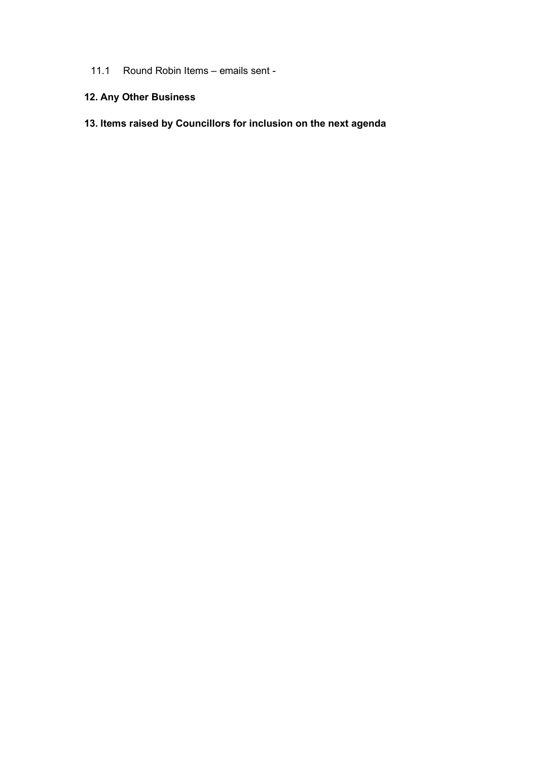11.1 Round Robin Items – emails sent -

**12. Any Other Business**

**13. Items raised by Councillors for inclusion on the next agenda**